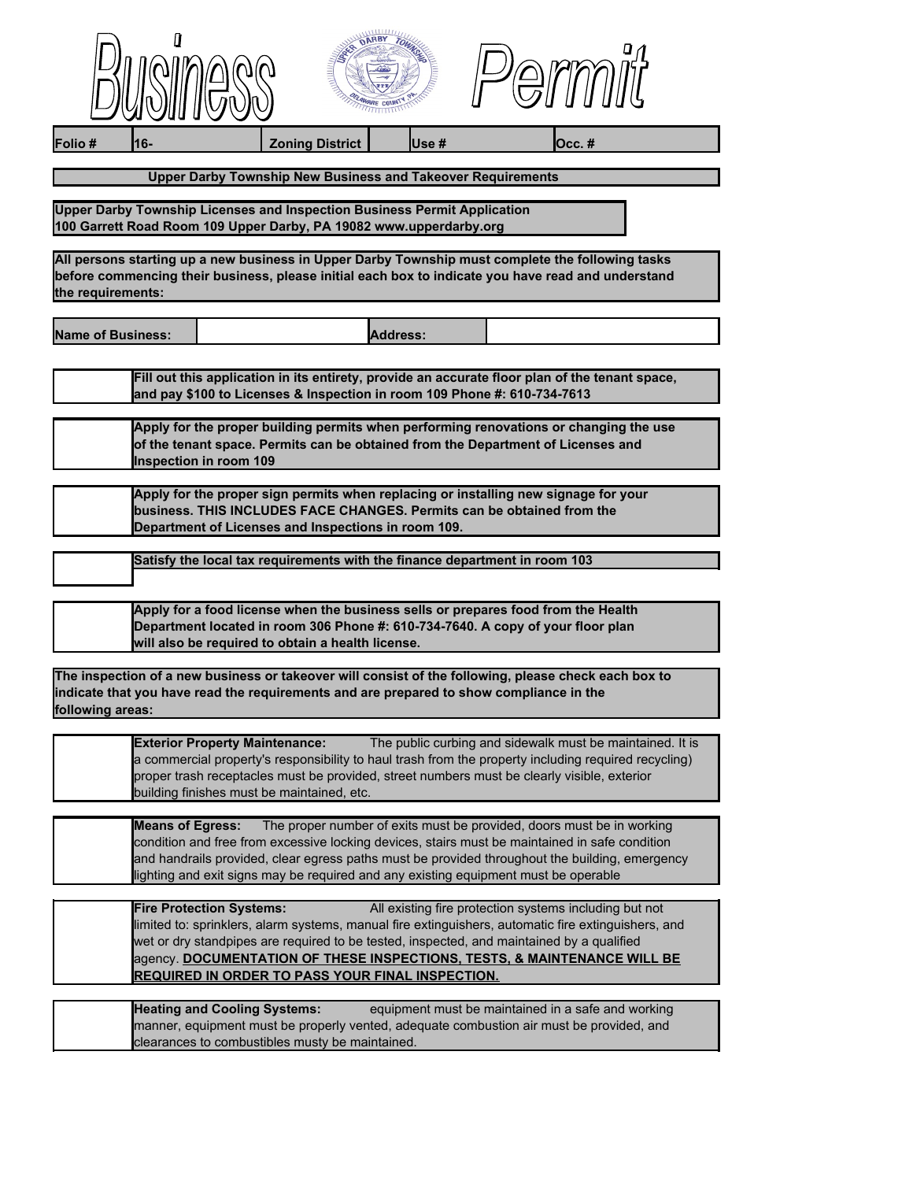# Business Permit

| Folio # | 16- | Zoning District | | Use # | | Occ. # |
|---|---|---|---|---|---|---|

**Upper Darby Township New Business and Takeover Requirements**

**Upper Darby Township Licenses and Inspection Business Permit Application**
**100 Garrett Road Room 109 Upper Darby, PA 19082 www.upperdarby.org**

**All persons starting up a new business in Upper Darby Township must complete the following tasks before commencing their business, please initial each box to indicate you have read and understand the requirements:**

| Name of Business: | | Address: | |
|---|---|---|---|

| | |
|---|---|
| | **Fill out this application in its entirety, provide an accurate floor plan of the tenant space, and pay $100 to Licenses & Inspection in room 109 Phone #: 610-734-7613** |
| | **Apply for the proper building permits when performing renovations or changing the use of the tenant space. Permits can be obtained from the Department of Licenses and Inspection in room 109** |
| | **Apply for the proper sign permits when replacing or installing new signage for your business. THIS INCLUDES FACE CHANGES. Permits can be obtained from the Department of Licenses and Inspections in room 109.** |
| | **Satisfy the local tax requirements with the finance department in room 103** |
| | **Apply for a food license when the business sells or prepares food from the Health Department located in room 306 Phone #: 610-734-7640. A copy of your floor plan will also be required to obtain a health license.** |

**The inspection of a new business or takeover will consist of the following, please check each box to indicate that you have read the requirements and are prepared to show compliance in the following areas:**

| | |
|---|---|
| | **Exterior Property Maintenance:** The public curbing and sidewalk must be maintained. It is a commercial property's responsibility to haul trash from the property including required recycling) proper trash receptacles must be provided, street numbers must be clearly visible, exterior building finishes must be maintained, etc. |
| | **Means of Egress:** The proper number of exits must be provided, doors must be in working condition and free from excessive locking devices, stairs must be maintained in safe condition and handrails provided, clear egress paths must be provided throughout the building, emergency lighting and exit signs may be required and any existing equipment must be operable |
| | **Fire Protection Systems:** All existing fire protection systems including but not limited to: sprinklers, alarm systems, manual fire extinguishers, automatic fire extinguishers, and wet or dry standpipes are required to be tested, inspected, and maintained by a qualified agency. **DOCUMENTATION OF THESE INSPECTIONS, TESTS, & MAINTENANCE WILL BE REQUIRED IN ORDER TO PASS YOUR FINAL INSPECTION.** |
| | **Heating and Cooling Systems:** equipment must be maintained in a safe and working manner, equipment must be properly vented, adequate combustion air must be provided, and clearances to combustibles musty be maintained. |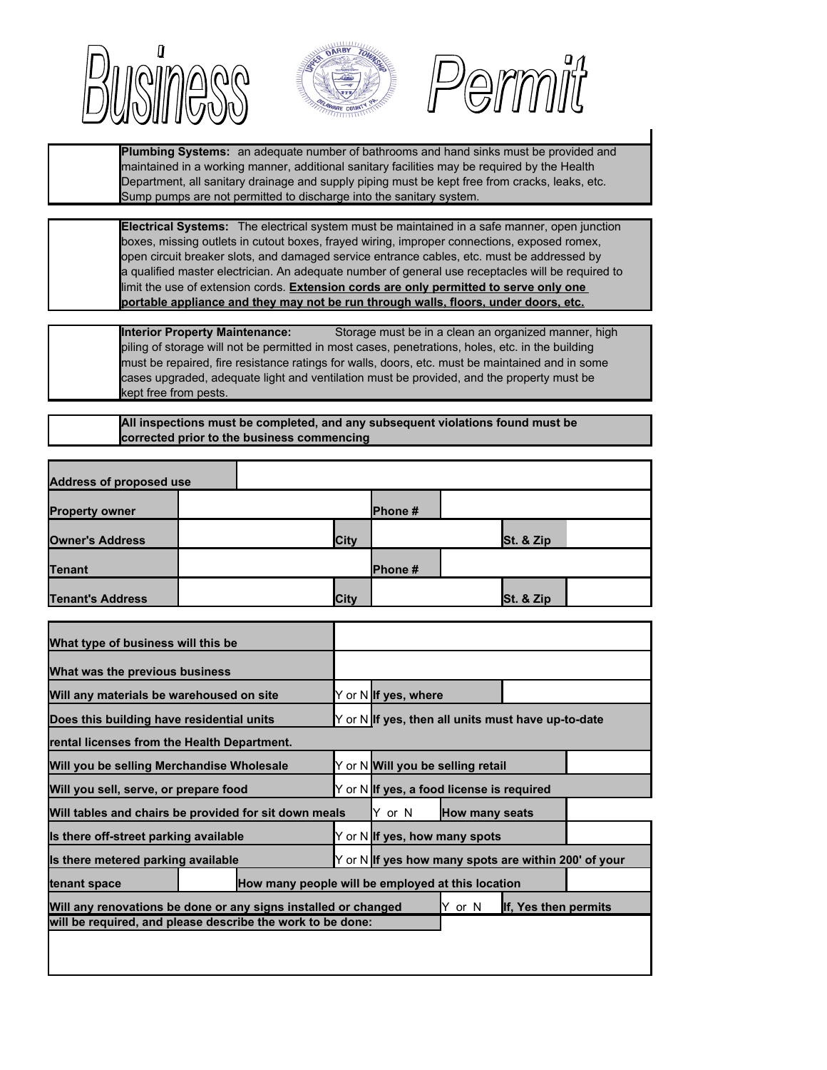# Business Permit

| | |
|---|---|
| | **Plumbing Systems:** an adequate number of bathrooms and hand sinks must be provided and maintained in a working manner, additional sanitary facilities may be required by the Health Department, all sanitary drainage and supply piping must be kept free from cracks, leaks, etc. Sump pumps are not permitted to discharge into the sanitary system. |

| | |
|---|---|
| | **Electrical Systems:** The electrical system must be maintained in a safe manner, open junction boxes, missing outlets in cutout boxes, frayed wiring, improper connections, exposed romex, open circuit breaker slots, and damaged service entrance cables, etc. must be addressed by a qualified master electrician. An adequate number of general use receptacles will be required to limit the use of extension cords. **Extension cords are only permitted to serve only one portable appliance and they may not be run through walls, floors, under doors, etc.** |

| | |
|---|---|
| | **Interior Property Maintenance:** Storage must be in a clean an organized manner, high piling of storage will not be permitted in most cases, penetrations, holes, etc. in the building must be repaired, fire resistance ratings for walls, doors, etc. must be maintained and in some cases upgraded, adequate light and ventilation must be provided, and the property must be kept free from pests. |

| | |
|---|---|
| | **All inspections must be completed, and any subsequent violations found must be corrected prior to the business commencing** |

| | | | | | |
|---|---|---|---|---|---|
| **Address of proposed use** | | | | | |
| **Property owner** | | **Phone #** | | | |
| **Owner's Address** | | **City** | | **St. & Zip** | |
| **Tenant** | | **Phone #** | | | |
| **Tenant's Address** | | **City** | | **St. & Zip** | |

| | | | |
|---|---|---|---|
| **What type of business will this be** | | | |
| **What was the previous business** | | | |
| **Will any materials be warehoused on site** | Y or N | **If yes, where** | |
| **Does this building have residential units** | Y or N | **If yes, then all units must have up-to-date** | |
| **rental licenses from the Health Department.** | | | |
| **Will you be selling Merchandise Wholesale** | Y or N | **Will you be selling retail** | |
| **Will you sell, serve, or prepare food** | Y or N | **If yes, a food license is required** | |
| **Will tables and chairs be provided for sit down meals** | Y or N | **How many seats** | |
| **Is there off-street parking available** | Y or N | **If yes, how many spots** | |
| **Is there metered parking available** | Y or N | **If yes how many spots are within 200' of your** | |
| **tenant space** | | **How many people will be employed at this location** | |
| **Will any renovations be done or any signs installed or changed** | Y or N | **If, Yes then permits** | |
| **will be required, and please describe the work to be done:** | | | |
| | | | |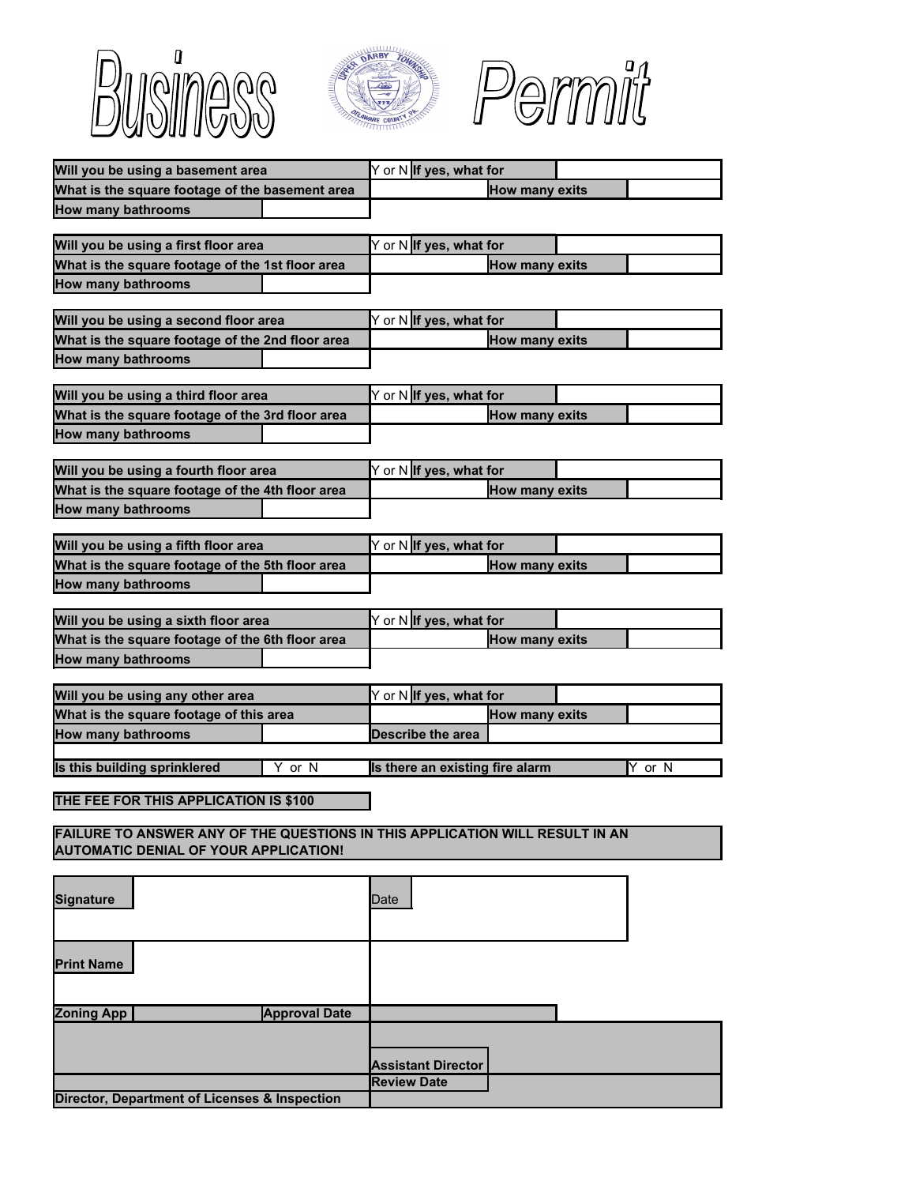# Business Permit

| Will you be using a basement area | | Y or N | If yes, what for | | |
|---|---|---|---|---|---|
| What is the square footage of the basement area | | | How many exits | | |
| How many bathrooms | | | | | |

| Will you be using a first floor area | | Y or N | If yes, what for | | |
|---|---|---|---|---|---|
| What is the square footage of the 1st floor area | | | How many exits | | |
| How many bathrooms | | | | | |

| Will you be using a second floor area | | Y or N | If yes, what for | | |
|---|---|---|---|---|---|
| What is the square footage of the 2nd floor area | | | How many exits | | |
| How many bathrooms | | | | | |

| Will you be using a third floor area | | Y or N | If yes, what for | | |
|---|---|---|---|---|---|
| What is the square footage of the 3rd floor area | | | How many exits | | |
| How many bathrooms | | | | | |

| Will you be using a fourth floor area | | Y or N | If yes, what for | | |
|---|---|---|---|---|---|
| What is the square footage of the 4th floor area | | | How many exits | | |
| How many bathrooms | | | | | |

| Will you be using a fifth floor area | | Y or N | If yes, what for | | |
|---|---|---|---|---|---|
| What is the square footage of the 5th floor area | | | How many exits | | |
| How many bathrooms | | | | | |

| Will you be using a sixth floor area | | Y or N | If yes, what for | | |
|---|---|---|---|---|---|
| What is the square footage of the 6th floor area | | | How many exits | | |
| How many bathrooms | | | | | |

| Will you be using any other area | | Y or N | If yes, what for | | |
|---|---|---|---|---|---|
| What is the square footage of this area | | | How many exits | | |
| How many bathrooms | | Describe the area | | | |

| Is this building sprinklered | Y or N | Is there an existing fire alarm | Y or N |
|---|---|---|---|

**THE FEE FOR THIS APPLICATION IS $100**

**FAILURE TO ANSWER ANY OF THE QUESTIONS IN THIS APPLICATION WILL RESULT IN AN AUTOMATIC DENIAL OF YOUR APPLICATION!**

| Signature | | Date | |
|---|---|---|---|
| Print Name | | | |
| Zoning App | Approval Date | | |
| | | Assistant Director | |
| | | Review Date | |
| Director, Department of Licenses & Inspection | | | |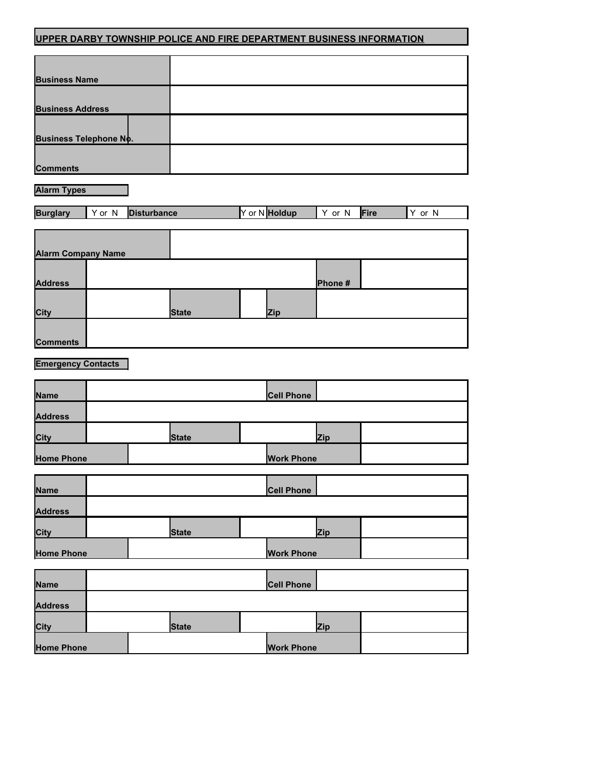# UPPER DARBY TOWNSHIP POLICE AND FIRE DEPARTMENT BUSINESS INFORMATION

| | |
|---|---|
| **Business Name** | |
| **Business Address** | |
| **Business Telephone No.** | |
| **Comments** | |

**Alarm Types**

| | | | | | | | |
|---|---|---|---|---|---|---|---|
| **Burglary** | Y or N | **Disturbance** | Y or N | **Holdup** | Y or N | **Fire** | Y or N |

| | | | | | |
|---|---|---|---|---|---|
| **Alarm Company Name** | | | | | |
| **Address** | | | | **Phone #** | |
| **City** | | **State** | | **Zip** | |
| **Comments** | | | | | |

**Emergency Contacts**

| | | | | | |
|---|---|---|---|---|---|
| **Name** | | | **Cell Phone** | | |
| **Address** | | | | | |
| **City** | | **State** | | **Zip** | |
| **Home Phone** | | | **Work Phone** | | |

| | | | | | |
|---|---|---|---|---|---|
| **Name** | | | **Cell Phone** | | |
| **Address** | | | | | |
| **City** | | **State** | | **Zip** | |
| **Home Phone** | | | **Work Phone** | | |

| | | | | | |
|---|---|---|---|---|---|
| **Name** | | | **Cell Phone** | | |
| **Address** | | | | | |
| **City** | | **State** | | **Zip** | |
| **Home Phone** | | | **Work Phone** | | |